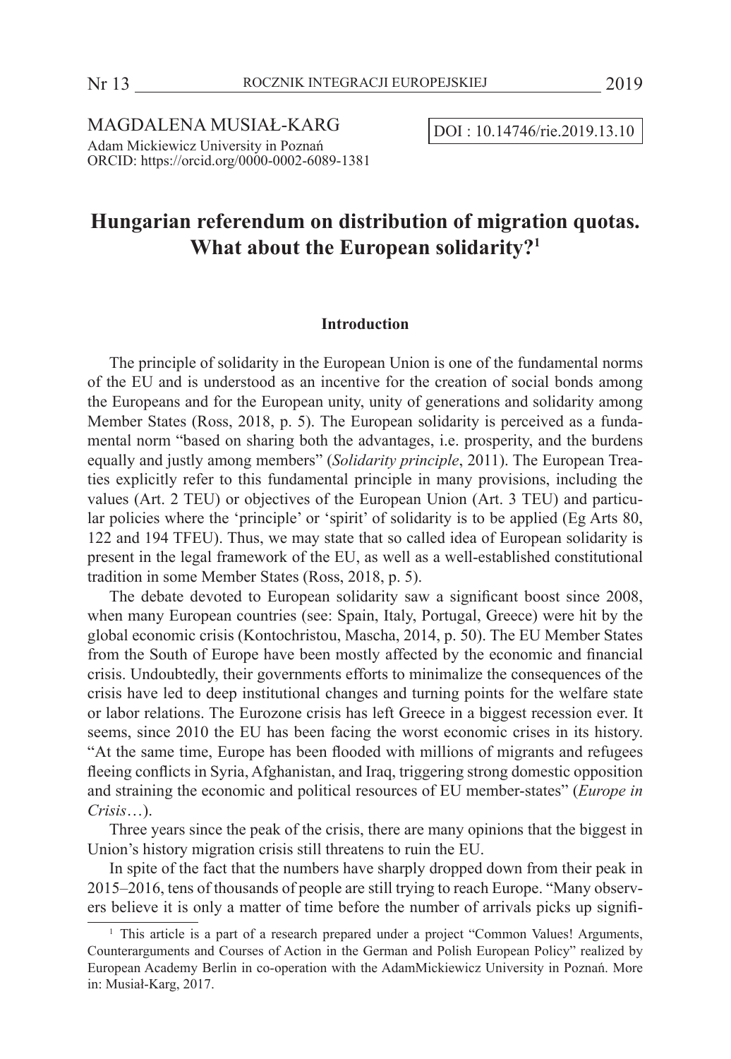MAGDALENA MUSIAŁ-KARG
Adam Mickiewicz University in Poznań
ORCID: https://orcid.org/0000-0002-6089-1381

DOI : 10.14746/rie.2019.13.10

# Hungarian referendum on distribution of migration quotas. What about the European solidarity?[1]

## Introduction

The principle of solidarity in the European Union is one of the fundamental norms of the EU and is understood as an incentive for the creation of social bonds among the Europeans and for the European unity, unity of generations and solidarity among Member States (Ross, 2018, p. 5). The European solidarity is perceived as a fundamental norm "based on sharing both the advantages, i.e. prosperity, and the burdens equally and justly among members" (*Solidarity principle*, 2011). The European Treaties explicitly refer to this fundamental principle in many provisions, including the values (Art. 2 TEU) or objectives of the European Union (Art. 3 TEU) and particular policies where the 'principle' or 'spirit' of solidarity is to be applied (Eg Arts 80, 122 and 194 TFEU). Thus, we may state that so called idea of European solidarity is present in the legal framework of the EU, as well as a well-established constitutional tradition in some Member States (Ross, 2018, p. 5).

The debate devoted to European solidarity saw a significant boost since 2008, when many European countries (see: Spain, Italy, Portugal, Greece) were hit by the global economic crisis (Kontochristou, Mascha, 2014, p. 50). The EU Member States from the South of Europe have been mostly affected by the economic and financial crisis. Undoubtedly, their governments efforts to minimalize the consequences of the crisis have led to deep institutional changes and turning points for the welfare state or labor relations. The Eurozone crisis has left Greece in a biggest recession ever. It seems, since 2010 the EU has been facing the worst economic crises in its history. "At the same time, Europe has been flooded with millions of migrants and refugees fleeing conflicts in Syria, Afghanistan, and Iraq, triggering strong domestic opposition and straining the economic and political resources of EU member-states" (*Europe in Crisis*…).

Three years since the peak of the crisis, there are many opinions that the biggest in Union's history migration crisis still threatens to ruin the EU.

In spite of the fact that the numbers have sharply dropped down from their peak in 2015–2016, tens of thousands of people are still trying to reach Europe. "Many observers believe it is only a matter of time before the number of arrivals picks up signifi-

[1] This article is a part of a research prepared under a project "Common Values! Arguments, Counterarguments and Courses of Action in the German and Polish European Policy" realized by European Academy Berlin in co-operation with the AdamMickiewicz University in Poznań. More in: Musiał-Karg, 2017.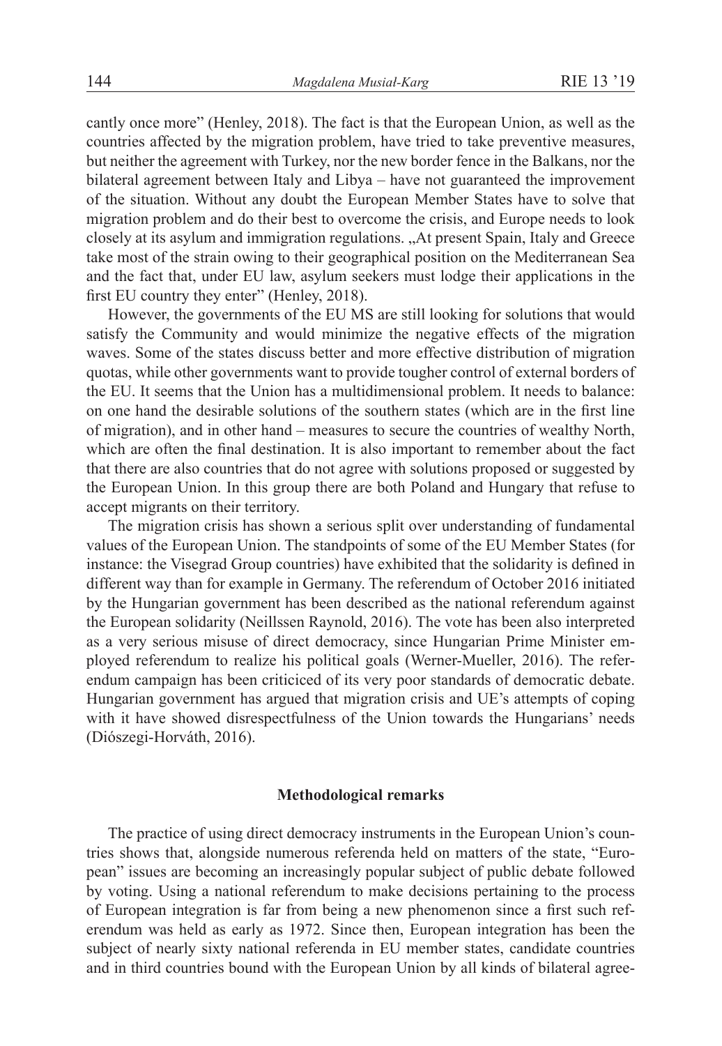cantly once more" (Henley, 2018). The fact is that the European Union, as well as the countries affected by the migration problem, have tried to take preventive measures, but neither the agreement with Turkey, nor the new border fence in the Balkans, nor the bilateral agreement between Italy and Libya – have not guaranteed the improvement of the situation. Without any doubt the European Member States have to solve that migration problem and do their best to overcome the crisis, and Europe needs to look closely at its asylum and immigration regulations. „At present Spain, Italy and Greece take most of the strain owing to their geographical position on the Mediterranean Sea and the fact that, under EU law, asylum seekers must lodge their applications in the first EU country they enter" (Henley, 2018).

However, the governments of the EU MS are still looking for solutions that would satisfy the Community and would minimize the negative effects of the migration waves. Some of the states discuss better and more effective distribution of migration quotas, while other governments want to provide tougher control of external borders of the EU. It seems that the Union has a multidimensional problem. It needs to balance: on one hand the desirable solutions of the southern states (which are in the first line of migration), and in other hand – measures to secure the countries of wealthy North, which are often the final destination. It is also important to remember about the fact that there are also countries that do not agree with solutions proposed or suggested by the European Union. In this group there are both Poland and Hungary that refuse to accept migrants on their territory.

The migration crisis has shown a serious split over understanding of fundamental values of the European Union. The standpoints of some of the EU Member States (for instance: the Visegrad Group countries) have exhibited that the solidarity is defined in different way than for example in Germany. The referendum of October 2016 initiated by the Hungarian government has been described as the national referendum against the European solidarity (Neillssen Raynold, 2016). The vote has been also interpreted as a very serious misuse of direct democracy, since Hungarian Prime Minister employed referendum to realize his political goals (Werner-Mueller, 2016). The referendum campaign has been criticiced of its very poor standards of democratic debate. Hungarian government has argued that migration crisis and UE's attempts of coping with it have showed disrespectfulness of the Union towards the Hungarians' needs (Diószegi-Horváth, 2016).

## Methodological remarks

The practice of using direct democracy instruments in the European Union's countries shows that, alongside numerous referenda held on matters of the state, "European" issues are becoming an increasingly popular subject of public debate followed by voting. Using a national referendum to make decisions pertaining to the process of European integration is far from being a new phenomenon since a first such referendum was held as early as 1972. Since then, European integration has been the subject of nearly sixty national referenda in EU member states, candidate countries and in third countries bound with the European Union by all kinds of bilateral agree-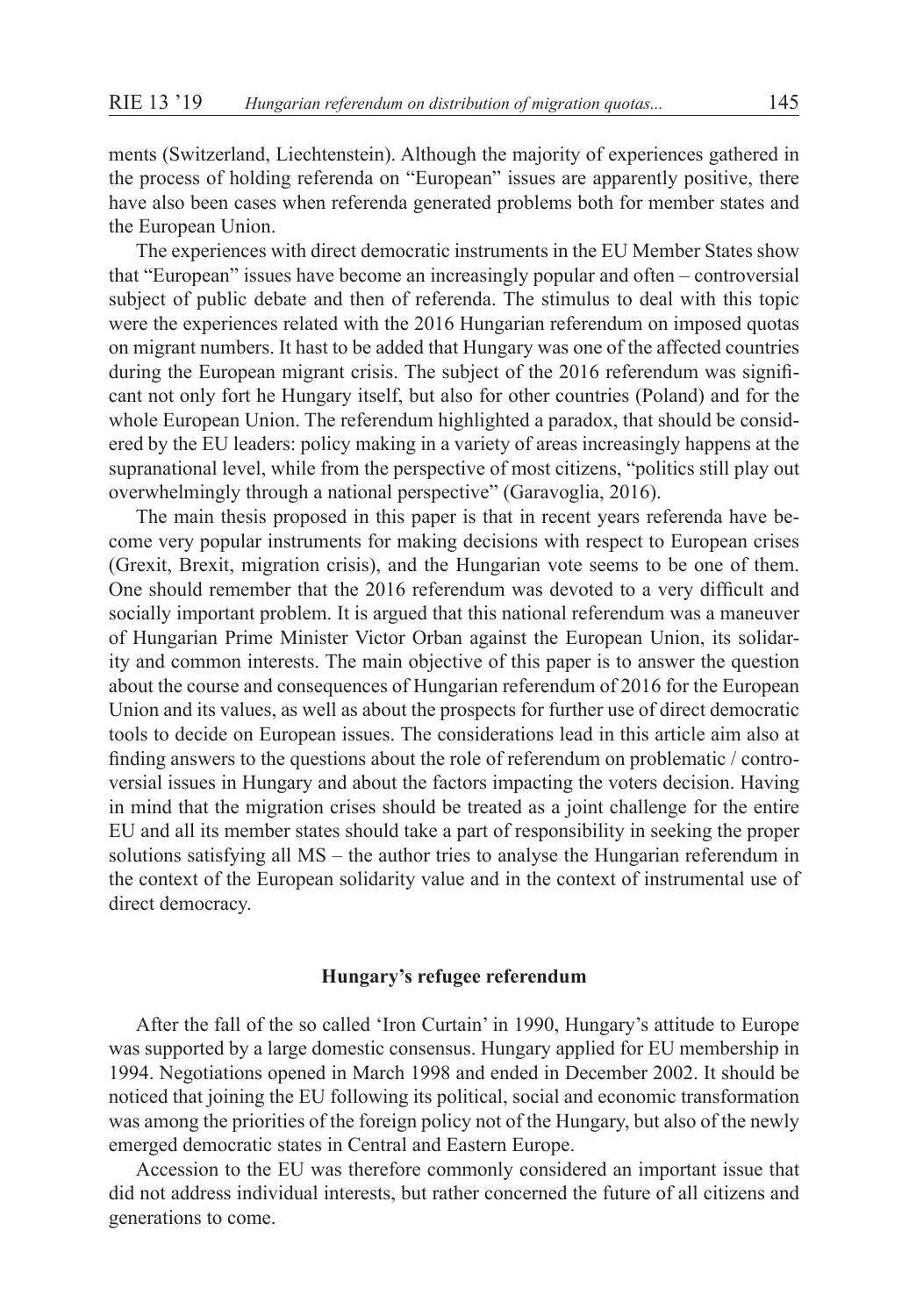ments (Switzerland, Liechtenstein). Although the majority of experiences gathered in the process of holding referenda on "European" issues are apparently positive, there have also been cases when referenda generated problems both for member states and the European Union.

The experiences with direct democratic instruments in the EU Member States show that "European" issues have become an increasingly popular and often – controversial subject of public debate and then of referenda. The stimulus to deal with this topic were the experiences related with the 2016 Hungarian referendum on imposed quotas on migrant numbers. It hast to be added that Hungary was one of the affected countries during the European migrant crisis. The subject of the 2016 referendum was significant not only fort he Hungary itself, but also for other countries (Poland) and for the whole European Union. The referendum highlighted a paradox, that should be considered by the EU leaders: policy making in a variety of areas increasingly happens at the supranational level, while from the perspective of most citizens, "politics still play out overwhelmingly through a national perspective" (Garavoglia, 2016).

The main thesis proposed in this paper is that in recent years referenda have become very popular instruments for making decisions with respect to European crises (Grexit, Brexit, migration crisis), and the Hungarian vote seems to be one of them. One should remember that the 2016 referendum was devoted to a very difficult and socially important problem. It is argued that this national referendum was a maneuver of Hungarian Prime Minister Victor Orban against the European Union, its solidarity and common interests. The main objective of this paper is to answer the question about the course and consequences of Hungarian referendum of 2016 for the European Union and its values, as well as about the prospects for further use of direct democratic tools to decide on European issues. The considerations lead in this article aim also at finding answers to the questions about the role of referendum on problematic / controversial issues in Hungary and about the factors impacting the voters decision. Having in mind that the migration crises should be treated as a joint challenge for the entire EU and all its member states should take a part of responsibility in seeking the proper solutions satisfying all MS – the author tries to analyse the Hungarian referendum in the context of the European solidarity value and in the context of instrumental use of direct democracy.

## Hungary's refugee referendum

After the fall of the so called 'Iron Curtain' in 1990, Hungary's attitude to Europe was supported by a large domestic consensus. Hungary applied for EU membership in 1994. Negotiations opened in March 1998 and ended in December 2002. It should be noticed that joining the EU following its political, social and economic transformation was among the priorities of the foreign policy not of the Hungary, but also of the newly emerged democratic states in Central and Eastern Europe.

Accession to the EU was therefore commonly considered an important issue that did not address individual interests, but rather concerned the future of all citizens and generations to come.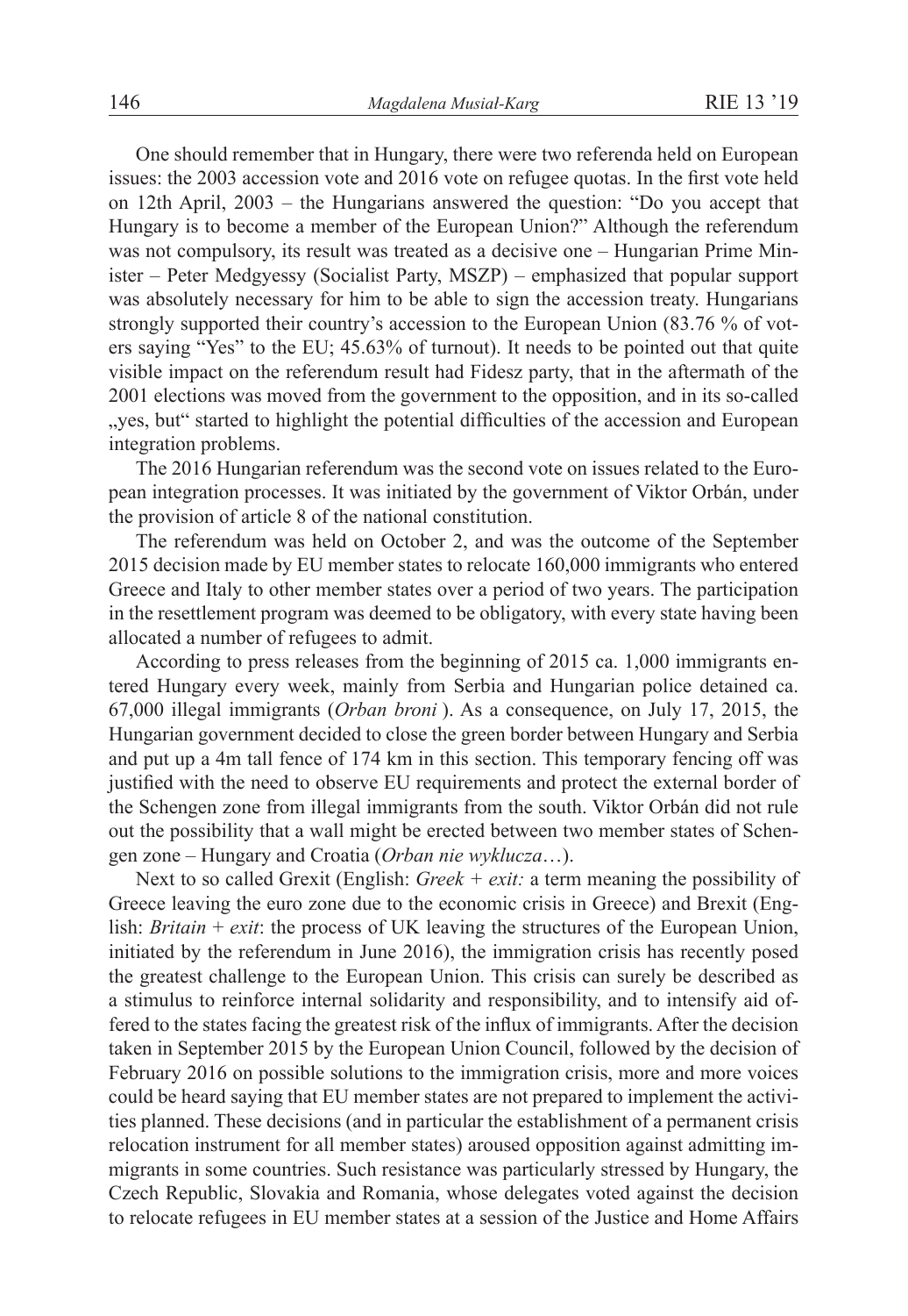One should remember that in Hungary, there were two referenda held on European issues: the 2003 accession vote and 2016 vote on refugee quotas. In the first vote held on 12th April, 2003 – the Hungarians answered the question: "Do you accept that Hungary is to become a member of the European Union?" Although the referendum was not compulsory, its result was treated as a decisive one – Hungarian Prime Minister – Peter Medgyessy (Socialist Party, MSZP) – emphasized that popular support was absolutely necessary for him to be able to sign the accession treaty. Hungarians strongly supported their country's accession to the European Union (83.76 % of voters saying "Yes" to the EU; 45.63% of turnout). It needs to be pointed out that quite visible impact on the referendum result had Fidesz party, that in the aftermath of the 2001 elections was moved from the government to the opposition, and in its so-called „yes, but" started to highlight the potential difficulties of the accession and European integration problems.

The 2016 Hungarian referendum was the second vote on issues related to the European integration processes. It was initiated by the government of Viktor Orbán, under the provision of article 8 of the national constitution.

The referendum was held on October 2, and was the outcome of the September 2015 decision made by EU member states to relocate 160,000 immigrants who entered Greece and Italy to other member states over a period of two years. The participation in the resettlement program was deemed to be obligatory, with every state having been allocated a number of refugees to admit.

According to press releases from the beginning of 2015 ca. 1,000 immigrants entered Hungary every week, mainly from Serbia and Hungarian police detained ca. 67,000 illegal immigrants (*Orban broni* ). As a consequence, on July 17, 2015, the Hungarian government decided to close the green border between Hungary and Serbia and put up a 4m tall fence of 174 km in this section. This temporary fencing off was justified with the need to observe EU requirements and protect the external border of the Schengen zone from illegal immigrants from the south. Viktor Orbán did not rule out the possibility that a wall might be erected between two member states of Schengen zone – Hungary and Croatia (*Orban nie wyklucza*…).

Next to so called Grexit (English: *Greek + exit:* a term meaning the possibility of Greece leaving the euro zone due to the economic crisis in Greece) and Brexit (English: *Britain + exit*: the process of UK leaving the structures of the European Union, initiated by the referendum in June 2016), the immigration crisis has recently posed the greatest challenge to the European Union. This crisis can surely be described as a stimulus to reinforce internal solidarity and responsibility, and to intensify aid offered to the states facing the greatest risk of the influx of immigrants. After the decision taken in September 2015 by the European Union Council, followed by the decision of February 2016 on possible solutions to the immigration crisis, more and more voices could be heard saying that EU member states are not prepared to implement the activities planned. These decisions (and in particular the establishment of a permanent crisis relocation instrument for all member states) aroused opposition against admitting immigrants in some countries. Such resistance was particularly stressed by Hungary, the Czech Republic, Slovakia and Romania, whose delegates voted against the decision to relocate refugees in EU member states at a session of the Justice and Home Affairs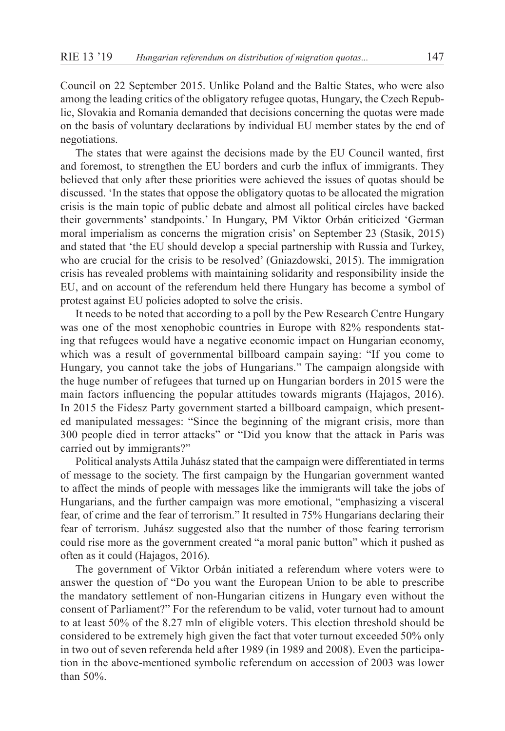Council on 22 September 2015. Unlike Poland and the Baltic States, who were also among the leading critics of the obligatory refugee quotas, Hungary, the Czech Republic, Slovakia and Romania demanded that decisions concerning the quotas were made on the basis of voluntary declarations by individual EU member states by the end of negotiations.

The states that were against the decisions made by the EU Council wanted, first and foremost, to strengthen the EU borders and curb the influx of immigrants. They believed that only after these priorities were achieved the issues of quotas should be discussed. 'In the states that oppose the obligatory quotas to be allocated the migration crisis is the main topic of public debate and almost all political circles have backed their governments' standpoints.' In Hungary, PM Viktor Orbán criticized 'German moral imperialism as concerns the migration crisis' on September 23 (Stasik, 2015) and stated that 'the EU should develop a special partnership with Russia and Turkey, who are crucial for the crisis to be resolved' (Gniazdowski, 2015). The immigration crisis has revealed problems with maintaining solidarity and responsibility inside the EU, and on account of the referendum held there Hungary has become a symbol of protest against EU policies adopted to solve the crisis.

It needs to be noted that according to a poll by the Pew Research Centre Hungary was one of the most xenophobic countries in Europe with 82% respondents stating that refugees would have a negative economic impact on Hungarian economy, which was a result of governmental billboard campain saying: "If you come to Hungary, you cannot take the jobs of Hungarians." The campaign alongside with the huge number of refugees that turned up on Hungarian borders in 2015 were the main factors influencing the popular attitudes towards migrants (Hajagos, 2016). In 2015 the Fidesz Party government started a billboard campaign, which presented manipulated messages: "Since the beginning of the migrant crisis, more than 300 people died in terror attacks" or "Did you know that the attack in Paris was carried out by immigrants?"

Political analysts Attila Juhász stated that the campaign were differentiated in terms of message to the society. The first campaign by the Hungarian government wanted to affect the minds of people with messages like the immigrants will take the jobs of Hungarians, and the further campaign was more emotional, "emphasizing a visceral fear, of crime and the fear of terrorism." It resulted in 75% Hungarians declaring their fear of terrorism. Juhász suggested also that the number of those fearing terrorism could rise more as the government created "a moral panic button" which it pushed as often as it could (Hajagos, 2016).

The government of Viktor Orbán initiated a referendum where voters were to answer the question of "Do you want the European Union to be able to prescribe the mandatory settlement of non-Hungarian citizens in Hungary even without the consent of Parliament?" For the referendum to be valid, voter turnout had to amount to at least 50% of the 8.27 mln of eligible voters. This election threshold should be considered to be extremely high given the fact that voter turnout exceeded 50% only in two out of seven referenda held after 1989 (in 1989 and 2008). Even the participation in the above-mentioned symbolic referendum on accession of 2003 was lower than 50%.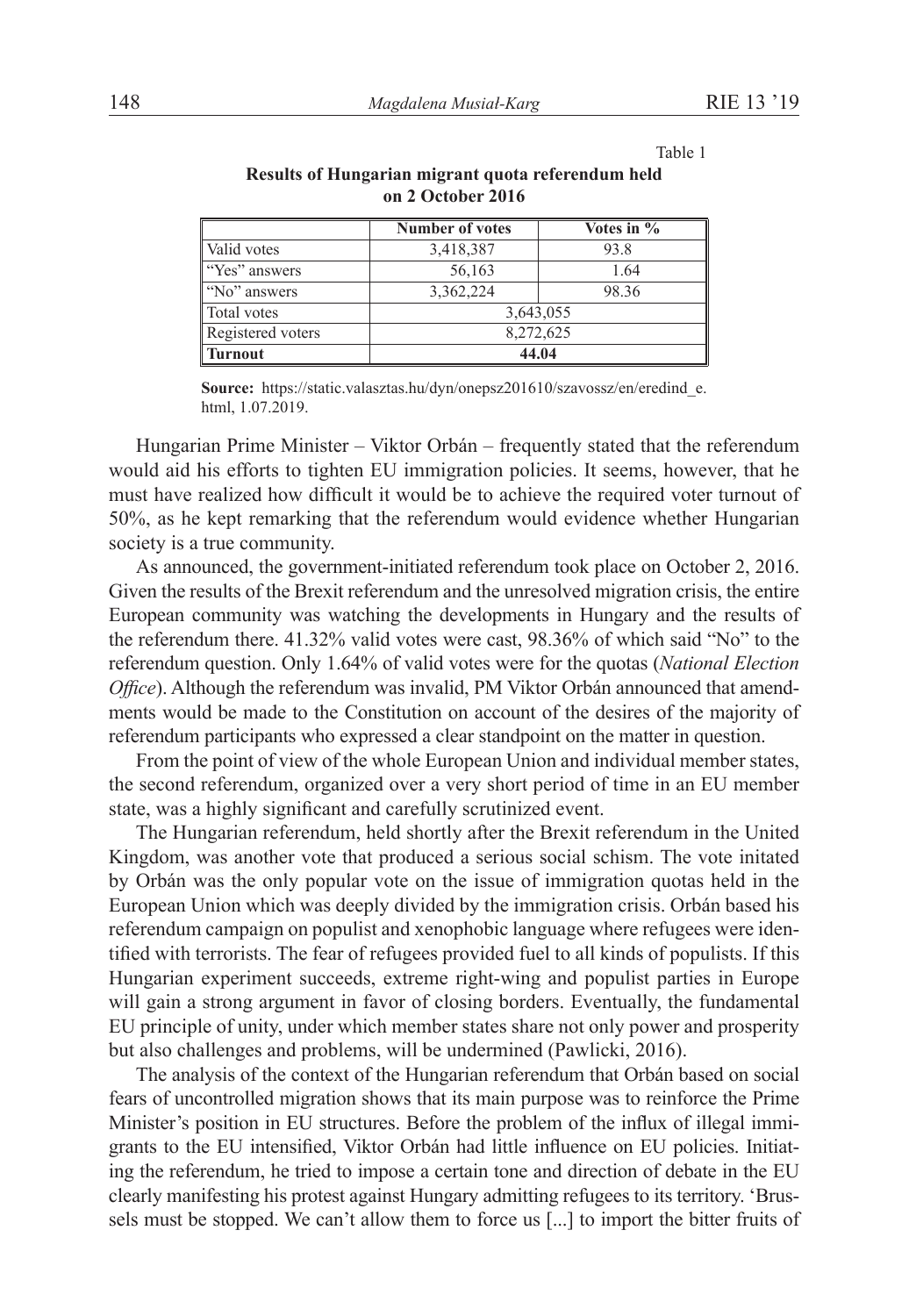Table 1

**Results of Hungarian migrant quota referendum held on 2 October 2016**

| | Number of votes | Votes in % |
|---|---|---|
| Valid votes | 3,418,387 | 93.8 |
| "Yes" answers | 56,163 | 1.64 |
| "No" answers | 3,362,224 | 98.36 |
| Total votes | 3,643,055 | |
| Registered voters | 8,272,625 | |
| **Turnout** | **44.04** | |

**Source:** https://static.valasztas.hu/dyn/onepsz201610/szavossz/en/eredind_e.html, 1.07.2019.

Hungarian Prime Minister – Viktor Orbán – frequently stated that the referendum would aid his efforts to tighten EU immigration policies. It seems, however, that he must have realized how difficult it would be to achieve the required voter turnout of 50%, as he kept remarking that the referendum would evidence whether Hungarian society is a true community.

As announced, the government-initiated referendum took place on October 2, 2016. Given the results of the Brexit referendum and the unresolved migration crisis, the entire European community was watching the developments in Hungary and the results of the referendum there. 41.32% valid votes were cast, 98.36% of which said "No" to the referendum question. Only 1.64% of valid votes were for the quotas (*National Election Office*). Although the referendum was invalid, PM Viktor Orbán announced that amendments would be made to the Constitution on account of the desires of the majority of referendum participants who expressed a clear standpoint on the matter in question.

From the point of view of the whole European Union and individual member states, the second referendum, organized over a very short period of time in an EU member state, was a highly significant and carefully scrutinized event.

The Hungarian referendum, held shortly after the Brexit referendum in the United Kingdom, was another vote that produced a serious social schism. The vote initated by Orbán was the only popular vote on the issue of immigration quotas held in the European Union which was deeply divided by the immigration crisis. Orbán based his referendum campaign on populist and xenophobic language where refugees were identified with terrorists. The fear of refugees provided fuel to all kinds of populists. If this Hungarian experiment succeeds, extreme right-wing and populist parties in Europe will gain a strong argument in favor of closing borders. Eventually, the fundamental EU principle of unity, under which member states share not only power and prosperity but also challenges and problems, will be undermined (Pawlicki, 2016).

The analysis of the context of the Hungarian referendum that Orbán based on social fears of uncontrolled migration shows that its main purpose was to reinforce the Prime Minister's position in EU structures. Before the problem of the influx of illegal immigrants to the EU intensified, Viktor Orbán had little influence on EU policies. Initiating the referendum, he tried to impose a certain tone and direction of debate in the EU clearly manifesting his protest against Hungary admitting refugees to its territory. 'Brussels must be stopped. We can't allow them to force us [...] to import the bitter fruits of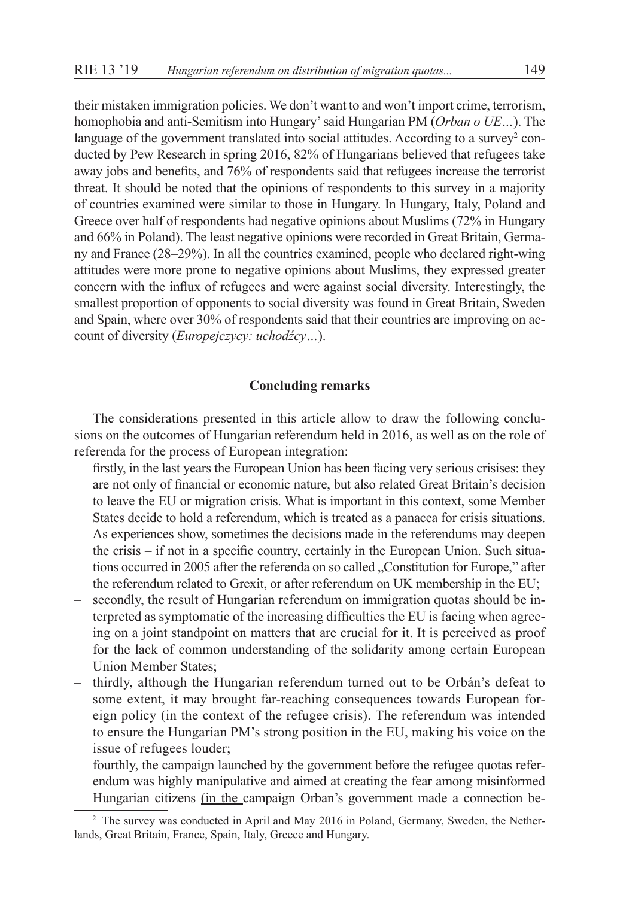their mistaken immigration policies. We don't want to and won't import crime, terrorism, homophobia and anti-Semitism into Hungary' said Hungarian PM (*Orban o UE…*). The language of the government translated into social attitudes. According to a survey[2] conducted by Pew Research in spring 2016, 82% of Hungarians believed that refugees take away jobs and benefits, and 76% of respondents said that refugees increase the terrorist threat. It should be noted that the opinions of respondents to this survey in a majority of countries examined were similar to those in Hungary. In Hungary, Italy, Poland and Greece over half of respondents had negative opinions about Muslims (72% in Hungary and 66% in Poland). The least negative opinions were recorded in Great Britain, Germany and France (28–29%). In all the countries examined, people who declared right-wing attitudes were more prone to negative opinions about Muslims, they expressed greater concern with the influx of refugees and were against social diversity. Interestingly, the smallest proportion of opponents to social diversity was found in Great Britain, Sweden and Spain, where over 30% of respondents said that their countries are improving on account of diversity (*Europejczycy: uchodźcy…*).

## Concluding remarks

The considerations presented in this article allow to draw the following conclusions on the outcomes of Hungarian referendum held in 2016, as well as on the role of referenda for the process of European integration:

- firstly, in the last years the European Union has been facing very serious crisises: they are not only of financial or economic nature, but also related Great Britain's decision to leave the EU or migration crisis. What is important in this context, some Member States decide to hold a referendum, which is treated as a panacea for crisis situations. As experiences show, sometimes the decisions made in the referendums may deepen the crisis – if not in a specific country, certainly in the European Union. Such situations occurred in 2005 after the referenda on so called „Constitution for Europe," after the referendum related to Grexit, or after referendum on UK membership in the EU;
- secondly, the result of Hungarian referendum on immigration quotas should be interpreted as symptomatic of the increasing difficulties the EU is facing when agreeing on a joint standpoint on matters that are crucial for it. It is perceived as proof for the lack of common understanding of the solidarity among certain European Union Member States;
- thirdly, although the Hungarian referendum turned out to be Orbán's defeat to some extent, it may brought far-reaching consequences towards European foreign policy (in the context of the refugee crisis). The referendum was intended to ensure the Hungarian PM's strong position in the EU, making his voice on the issue of refugees louder;
- fourthly, the campaign launched by the government before the refugee quotas referendum was highly manipulative and aimed at creating the fear among misinformed Hungarian citizens (in the campaign Orban's government made a connection be-

[2] The survey was conducted in April and May 2016 in Poland, Germany, Sweden, the Netherlands, Great Britain, France, Spain, Italy, Greece and Hungary.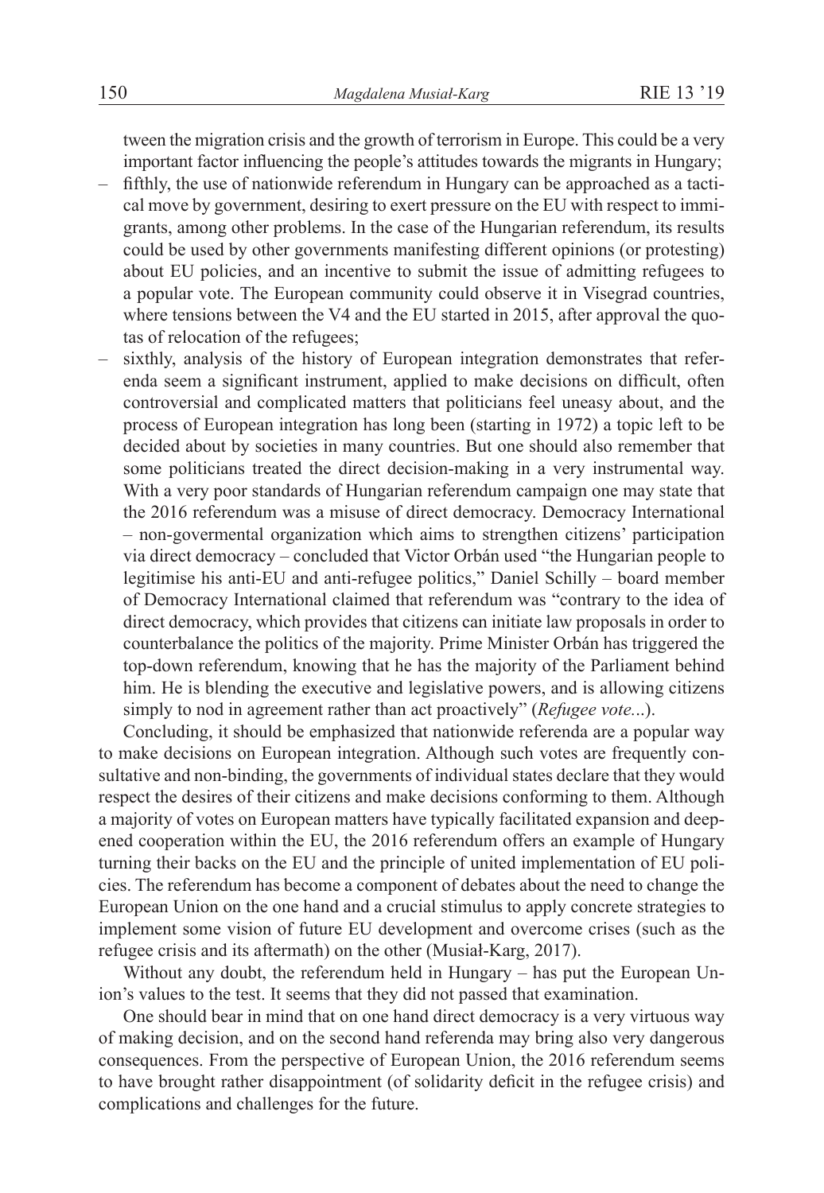tween the migration crisis and the growth of terrorism in Europe. This could be a very important factor influencing the people's attitudes towards the migrants in Hungary;

- fifthly, the use of nationwide referendum in Hungary can be approached as a tactical move by government, desiring to exert pressure on the EU with respect to immigrants, among other problems. In the case of the Hungarian referendum, its results could be used by other governments manifesting different opinions (or protesting) about EU policies, and an incentive to submit the issue of admitting refugees to a popular vote. The European community could observe it in Visegrad countries, where tensions between the V4 and the EU started in 2015, after approval the quotas of relocation of the refugees;
- sixthly, analysis of the history of European integration demonstrates that referenda seem a significant instrument, applied to make decisions on difficult, often controversial and complicated matters that politicians feel uneasy about, and the process of European integration has long been (starting in 1972) a topic left to be decided about by societies in many countries. But one should also remember that some politicians treated the direct decision-making in a very instrumental way. With a very poor standards of Hungarian referendum campaign one may state that the 2016 referendum was a misuse of direct democracy. Democracy International – non-govermental organization which aims to strengthen citizens' participation via direct democracy – concluded that Victor Orbán used "the Hungarian people to legitimise his anti-EU and anti-refugee politics," Daniel Schilly – board member of Democracy International claimed that referendum was "contrary to the idea of direct democracy, which provides that citizens can initiate law proposals in order to counterbalance the politics of the majority. Prime Minister Orbán has triggered the top-down referendum, knowing that he has the majority of the Parliament behind him. He is blending the executive and legislative powers, and is allowing citizens simply to nod in agreement rather than act proactively" (*Refugee vote...*).

Concluding, it should be emphasized that nationwide referenda are a popular way to make decisions on European integration. Although such votes are frequently consultative and non-binding, the governments of individual states declare that they would respect the desires of their citizens and make decisions conforming to them. Although a majority of votes on European matters have typically facilitated expansion and deepened cooperation within the EU, the 2016 referendum offers an example of Hungary turning their backs on the EU and the principle of united implementation of EU policies. The referendum has become a component of debates about the need to change the European Union on the one hand and a crucial stimulus to apply concrete strategies to implement some vision of future EU development and overcome crises (such as the refugee crisis and its aftermath) on the other (Musiał-Karg, 2017).

Without any doubt, the referendum held in Hungary – has put the European Union's values to the test. It seems that they did not passed that examination.

One should bear in mind that on one hand direct democracy is a very virtuous way of making decision, and on the second hand referenda may bring also very dangerous consequences. From the perspective of European Union, the 2016 referendum seems to have brought rather disappointment (of solidarity deficit in the refugee crisis) and complications and challenges for the future.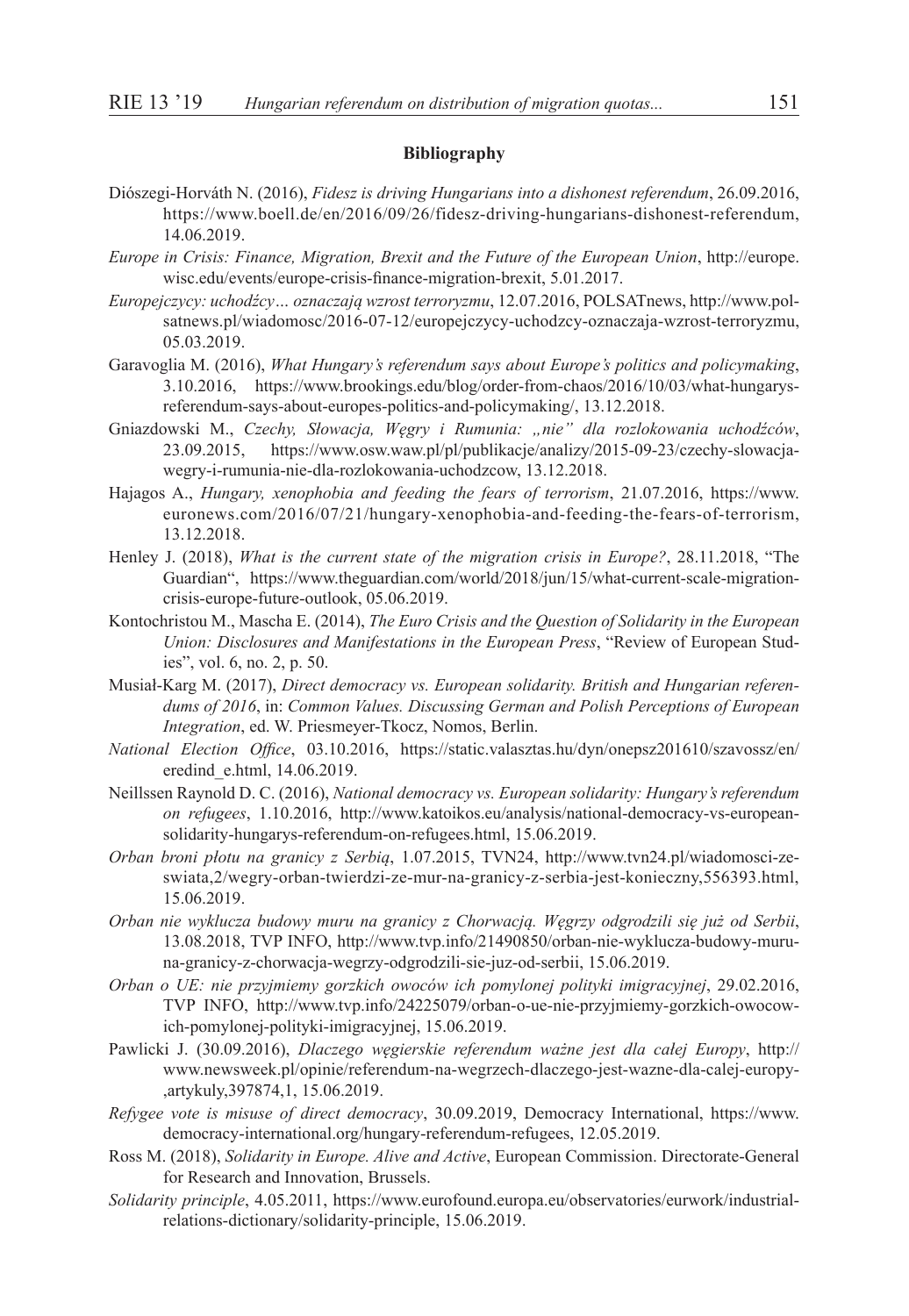**Bibliography**

Diószegi-Horváth N. (2016), *Fidesz is driving Hungarians into a dishonest referendum*, 26.09.2016, https://www.boell.de/en/2016/09/26/fidesz-driving-hungarians-dishonest-referendum, 14.06.2019.

*Europe in Crisis: Finance, Migration, Brexit and the Future of the European Union*, http://europe.wisc.edu/events/europe-crisis-finance-migration-brexit, 5.01.2017.

*Europejczycy: uchodźcy… oznaczają wzrost terroryzmu*, 12.07.2016, POLSATnews, http://www.polsatnews.pl/wiadomosc/2016-07-12/europejczycy-uchodzcy-oznaczaja-wzrost-terroryzmu, 05.03.2019.

Garavoglia M. (2016), *What Hungary's referendum says about Europe's politics and policymaking*, 3.10.2016, https://www.brookings.edu/blog/order-from-chaos/2016/10/03/what-hungarys-referendum-says-about-europes-politics-and-policymaking/, 13.12.2018.

Gniazdowski M., *Czechy, Słowacja, Węgry i Rumunia: „nie" dla rozlokowania uchodźców*, 23.09.2015, https://www.osw.waw.pl/pl/publikacje/analizy/2015-09-23/czechy-slowacja-wegry-i-rumunia-nie-dla-rozlokowania-uchodzcow, 13.12.2018.

Hajagos A., *Hungary, xenophobia and feeding the fears of terrorism*, 21.07.2016, https://www.euronews.com/2016/07/21/hungary-xenophobia-and-feeding-the-fears-of-terrorism, 13.12.2018.

Henley J. (2018), *What is the current state of the migration crisis in Europe?*, 28.11.2018, "The Guardian", https://www.theguardian.com/world/2018/jun/15/what-current-scale-migration-crisis-europe-future-outlook, 05.06.2019.

Kontochristou M., Mascha E. (2014), *The Euro Crisis and the Question of Solidarity in the European Union: Disclosures and Manifestations in the European Press*, "Review of European Studies", vol. 6, no. 2, p. 50.

Musiał-Karg M. (2017), *Direct democracy vs. European solidarity. British and Hungarian referendums of 2016*, in: *Common Values. Discussing German and Polish Perceptions of European Integration*, ed. W. Priesmeyer-Tkocz, Nomos, Berlin.

*National Election Office*, 03.10.2016, https://static.valasztas.hu/dyn/onepsz201610/szavossz/en/eredind_e.html, 14.06.2019.

Neillssen Raynold D. C. (2016), *National democracy vs. European solidarity: Hungary's referendum on refugees*, 1.10.2016, http://www.katoikos.eu/analysis/national-democracy-vs-european-solidarity-hungarys-referendum-on-refugees.html, 15.06.2019.

*Orban broni płotu na granicy z Serbią*, 1.07.2015, TVN24, http://www.tvn24.pl/wiadomosci-ze-swiata,2/wegry-orban-twierdzi-ze-mur-na-granicy-z-serbia-jest-konieczny,556393.html, 15.06.2019.

*Orban nie wyklucza budowy muru na granicy z Chorwacją. Węgrzy odgrodzili się już od Serbii*, 13.08.2018, TVP INFO, http://www.tvp.info/21490850/orban-nie-wyklucza-budowy-muru-na-granicy-z-chorwacja-wegrzy-odgrodzili-sie-juz-od-serbii, 15.06.2019.

*Orban o UE: nie przyjmiemy gorzkich owoców ich pomylonej polityki imigracyjnej*, 29.02.2016, TVP INFO, http://www.tvp.info/24225079/orban-o-ue-nie-przyjmiemy-gorzkich-owocow-ich-pomylonej-polityki-imigracyjnej, 15.06.2019.

Pawlicki J. (30.09.2016), *Dlaczego węgierskie referendum ważne jest dla całej Europy*, http://www.newsweek.pl/opinie/referendum-na-wegrzech-dlaczego-jest-wazne-dla-calej-europy-,artykuly,397874,1, 15.06.2019.

*Refygee vote is misuse of direct democracy*, 30.09.2019, Democracy International, https://www.democracy-international.org/hungary-referendum-refugees, 12.05.2019.

Ross M. (2018), *Solidarity in Europe. Alive and Active*, European Commission. Directorate-General for Research and Innovation, Brussels.

*Solidarity principle*, 4.05.2011, https://www.eurofound.europa.eu/observatories/eurwork/industrial-relations-dictionary/solidarity-principle, 15.06.2019.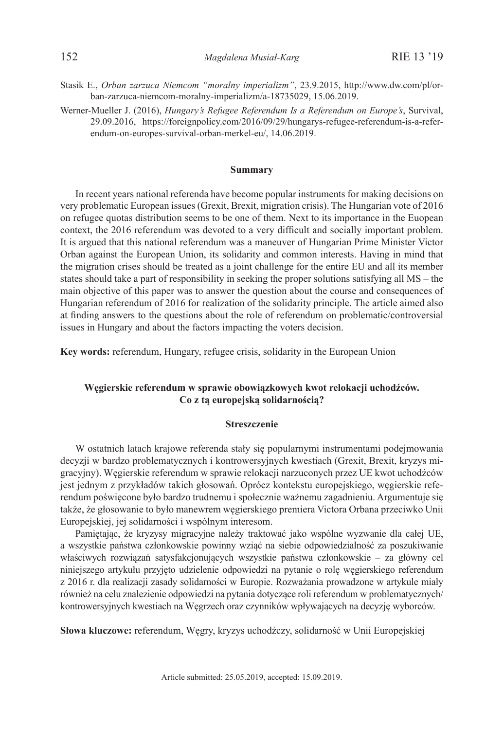Stasik E., *Orban zarzuca Niemcom "moralny imperializm"*, 23.9.2015, http://www.dw.com/pl/orban-zarzuca-niemcom-moralny-imperializm/a-18735029, 15.06.2019.

Werner-Mueller J. (2016), *Hungary's Refugee Referendum Is a Referendum on Europe's*, Survival, 29.09.2016, https://foreignpolicy.com/2016/09/29/hungarys-refugee-referendum-is-a-referendum-on-europes-survival-orban-merkel-eu/, 14.06.2019.

### Summary

In recent years national referenda have become popular instruments for making decisions on very problematic European issues (Grexit, Brexit, migration crisis). The Hungarian vote of 2016 on refugee quotas distribution seems to be one of them. Next to its importance in the Euopean context, the 2016 referendum was devoted to a very difficult and socially important problem. It is argued that this national referendum was a maneuver of Hungarian Prime Minister Victor Orban against the European Union, its solidarity and common interests. Having in mind that the migration crises should be treated as a joint challenge for the entire EU and all its member states should take a part of responsibility in seeking the proper solutions satisfying all MS – the main objective of this paper was to answer the question about the course and consequences of Hungarian referendum of 2016 for realization of the solidarity principle. The article aimed also at finding answers to the questions about the role of referendum on problematic/controversial issues in Hungary and about the factors impacting the voters decision.

**Key words:** referendum, Hungary, refugee crisis, solidarity in the European Union

### Węgierskie referendum w sprawie obowiązkowych kwot relokacji uchodźców. Co z tą europejską solidarnością?

### Streszczenie

W ostatnich latach krajowe referenda stały się popularnymi instrumentami podejmowania decyzji w bardzo problematycznych i kontrowersyjnych kwestiach (Grexit, Brexit, kryzys migracyjny). Węgierskie referendum w sprawie relokacji narzuconych przez UE kwot uchodźców jest jednym z przykładów takich głosowań. Oprócz kontekstu europejskiego, węgierskie referendum poświęcone było bardzo trudnemu i społecznie ważnemu zagadnieniu. Argumentuje się także, że głosowanie to było manewrem węgierskiego premiera Victora Orbana przeciwko Unii Europejskiej, jej solidarności i wspólnym interesom.

Pamiętając, że kryzysy migracyjne należy traktować jako wspólne wyzwanie dla całej UE, a wszystkie państwa członkowskie powinny wziąć na siebie odpowiedzialność za poszukiwanie właściwych rozwiązań satysfakcjonujących wszystkie państwa członkowskie – za główny cel niniejszego artykułu przyjęto udzielenie odpowiedzi na pytanie o rolę węgierskiego referendum z 2016 r. dla realizacji zasady solidarności w Europie. Rozważania prowadzone w artykule miały również na celu znalezienie odpowiedzi na pytania dotyczące roli referendum w problematycznych/kontrowersyjnych kwestiach na Węgrzech oraz czynników wpływających na decyzję wyborców.

**Słowa kluczowe:** referendum, Węgry, kryzys uchodźczy, solidarność w Unii Europejskiej

Article submitted: 25.05.2019, accepted: 15.09.2019.